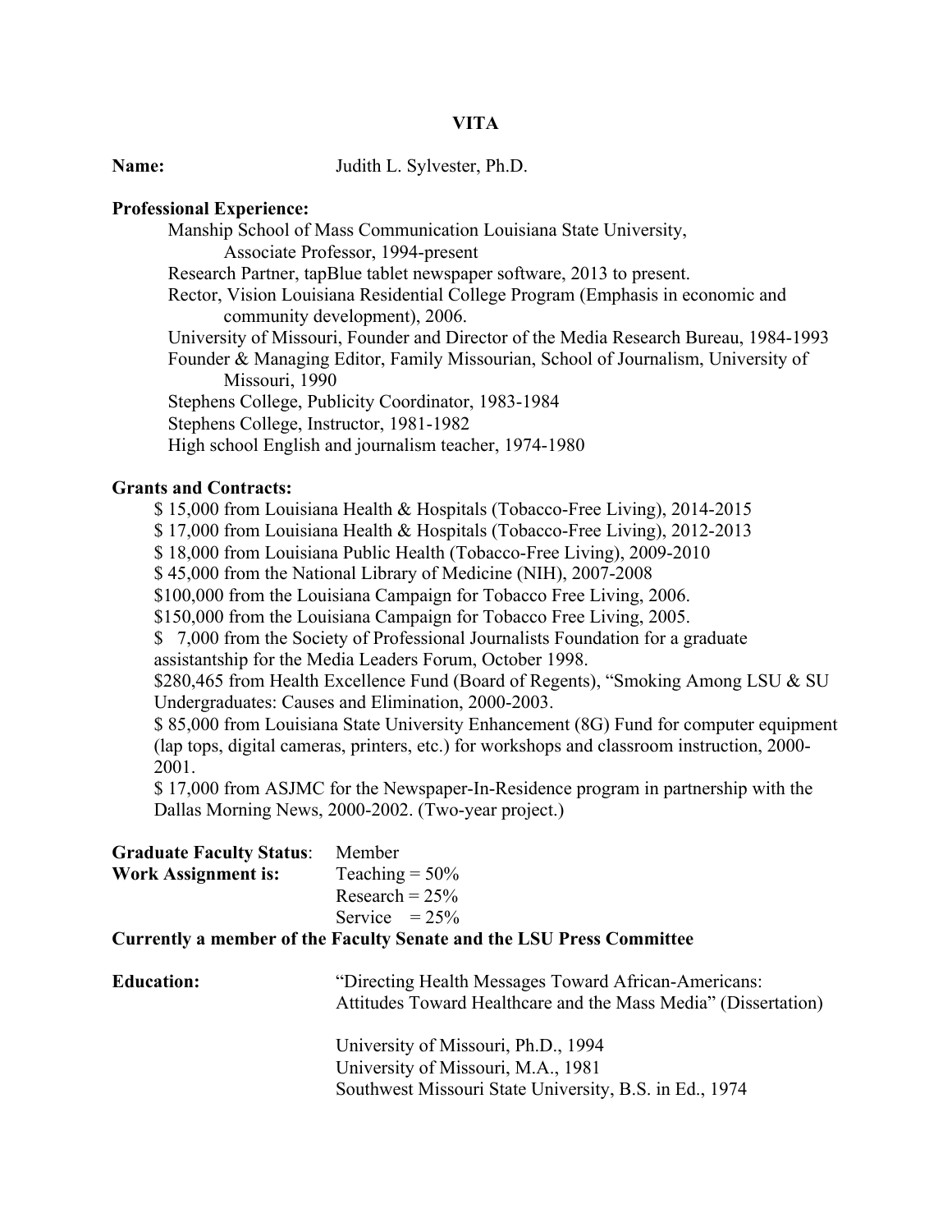# VITA

**Name:** Judith L. Sylvester, Ph.D.

**Professional Experience:**

- Manship School of Mass Communication Louisiana State University, Associate Professor, 1994-present
- Research Partner, tapBlue tablet newspaper software, 2013 to present.
- Rector, Vision Louisiana Residential College Program (Emphasis in economic and community development), 2006.
- University of Missouri, Founder and Director of the Media Research Bureau, 1984-1993
- Founder & Managing Editor, Family Missourian, School of Journalism, University of Missouri, 1990
- Stephens College, Publicity Coordinator, 1983-1984
- Stephens College, Instructor, 1981-1982
- High school English and journalism teacher, 1974-1980

**Grants and Contracts:**

- $ 15,000 from Louisiana Health & Hospitals (Tobacco-Free Living), 2014-2015
- $ 17,000 from Louisiana Health & Hospitals (Tobacco-Free Living), 2012-2013
- $ 18,000 from Louisiana Public Health (Tobacco-Free Living), 2009-2010
- $ 45,000 from the National Library of Medicine (NIH), 2007-2008
- $100,000 from the Louisiana Campaign for Tobacco Free Living, 2006.
- $150,000 from the Louisiana Campaign for Tobacco Free Living, 2005.
- $ 7,000 from the Society of Professional Journalists Foundation for a graduate assistantship for the Media Leaders Forum, October 1998.
- $280,465 from Health Excellence Fund (Board of Regents), "Smoking Among LSU & SU Undergraduates: Causes and Elimination, 2000-2003.
- $ 85,000 from Louisiana State University Enhancement (8G) Fund for computer equipment (lap tops, digital cameras, printers, etc.) for workshops and classroom instruction, 2000-2001.
- $ 17,000 from ASJMC for the Newspaper-In-Residence program in partnership with the Dallas Morning News, 2000-2002. (Two-year project.)

**Graduate Faculty Status**: Member

**Work Assignment is:**
Teaching = 50%
Research = 25%
Service = 25%

**Currently a member of the Faculty Senate and the LSU Press Committee**

**Education:**

"Directing Health Messages Toward African-Americans: Attitudes Toward Healthcare and the Mass Media" (Dissertation)

University of Missouri, Ph.D., 1994
University of Missouri, M.A., 1981
Southwest Missouri State University, B.S. in Ed., 1974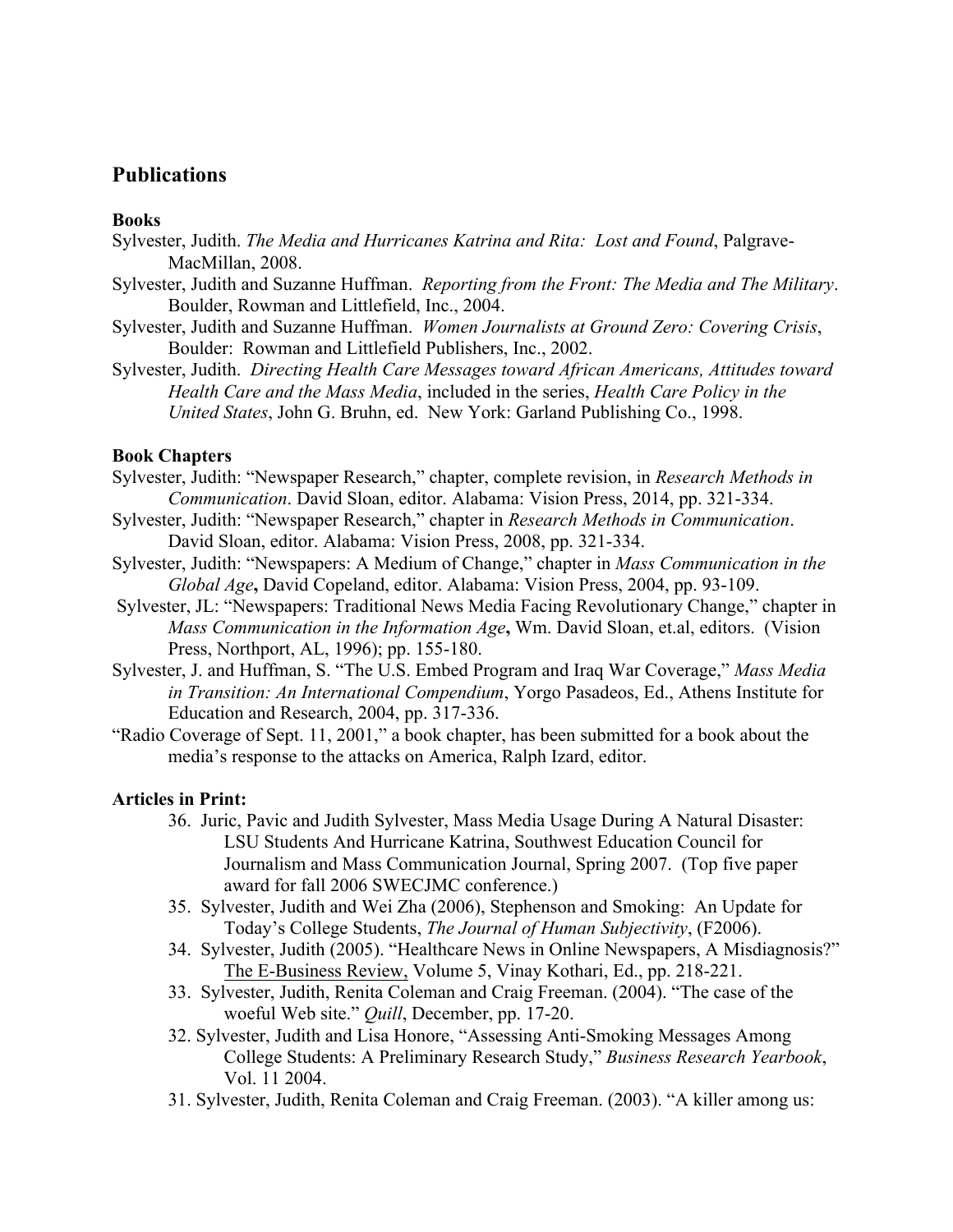## Publications

**Books**

Sylvester, Judith. *The Media and Hurricanes Katrina and Rita: Lost and Found*, Palgrave-MacMillan, 2008.

Sylvester, Judith and Suzanne Huffman. *Reporting from the Front: The Media and The Military*. Boulder, Rowman and Littlefield, Inc., 2004.

Sylvester, Judith and Suzanne Huffman. *Women Journalists at Ground Zero: Covering Crisis*, Boulder: Rowman and Littlefield Publishers, Inc., 2002.

Sylvester, Judith. *Directing Health Care Messages toward African Americans, Attitudes toward Health Care and the Mass Media*, included in the series, *Health Care Policy in the United States*, John G. Bruhn, ed. New York: Garland Publishing Co., 1998.

**Book Chapters**

Sylvester, Judith: "Newspaper Research," chapter, complete revision, in *Research Methods in Communication*. David Sloan, editor. Alabama: Vision Press, 2014, pp. 321-334.

Sylvester, Judith: "Newspaper Research," chapter in *Research Methods in Communication*. David Sloan, editor. Alabama: Vision Press, 2008, pp. 321-334.

Sylvester, Judith: "Newspapers: A Medium of Change," chapter in *Mass Communication in the Global Age***,** David Copeland, editor. Alabama: Vision Press, 2004, pp. 93-109.

Sylvester, JL: "Newspapers: Traditional News Media Facing Revolutionary Change," chapter in *Mass Communication in the Information Age***,** Wm. David Sloan, et.al, editors. (Vision Press, Northport, AL, 1996); pp. 155-180.

Sylvester, J. and Huffman, S. "The U.S. Embed Program and Iraq War Coverage," *Mass Media in Transition: An International Compendium*, Yorgo Pasadeos, Ed., Athens Institute for Education and Research, 2004, pp. 317-336.

"Radio Coverage of Sept. 11, 2001," a book chapter, has been submitted for a book about the media's response to the attacks on America, Ralph Izard, editor.

**Articles in Print:**

36. Juric, Pavic and Judith Sylvester, Mass Media Usage During A Natural Disaster: LSU Students And Hurricane Katrina, Southwest Education Council for Journalism and Mass Communication Journal, Spring 2007. (Top five paper award for fall 2006 SWECJMC conference.)

35. Sylvester, Judith and Wei Zha (2006), Stephenson and Smoking: An Update for Today's College Students, *The Journal of Human Subjectivity*, (F2006).

34. Sylvester, Judith (2005). "Healthcare News in Online Newspapers, A Misdiagnosis?" The E-Business Review, Volume 5, Vinay Kothari, Ed., pp. 218-221.

33. Sylvester, Judith, Renita Coleman and Craig Freeman. (2004). "The case of the woeful Web site." *Quill*, December, pp. 17-20.

32. Sylvester, Judith and Lisa Honore, "Assessing Anti-Smoking Messages Among College Students: A Preliminary Research Study," *Business Research Yearbook*, Vol. 11 2004.

31. Sylvester, Judith, Renita Coleman and Craig Freeman. (2003). "A killer among us: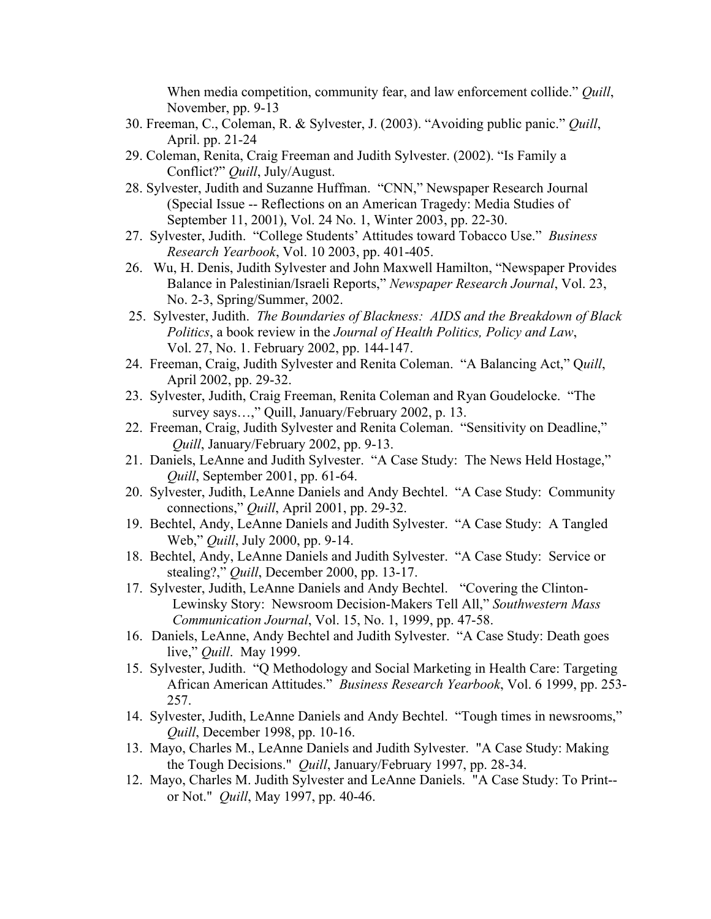When media competition, community fear, and law enforcement collide." *Quill*, November, pp. 9-13

30. Freeman, C., Coleman, R. & Sylvester, J. (2003). "Avoiding public panic." *Quill*, April. pp. 21-24
29. Coleman, Renita, Craig Freeman and Judith Sylvester. (2002). "Is Family a Conflict?" *Quill*, July/August.
28. Sylvester, Judith and Suzanne Huffman. "CNN," Newspaper Research Journal (Special Issue -- Reflections on an American Tragedy: Media Studies of September 11, 2001), Vol. 24 No. 1, Winter 2003, pp. 22-30.
27. Sylvester, Judith. "College Students' Attitudes toward Tobacco Use." *Business Research Yearbook*, Vol. 10 2003, pp. 401-405.
26. Wu, H. Denis, Judith Sylvester and John Maxwell Hamilton, "Newspaper Provides Balance in Palestinian/Israeli Reports," *Newspaper Research Journal*, Vol. 23, No. 2-3, Spring/Summer, 2002.
25. Sylvester, Judith. *The Boundaries of Blackness: AIDS and the Breakdown of Black Politics*, a book review in the *Journal of Health Politics, Policy and Law*, Vol. 27, No. 1. February 2002, pp. 144-147.
24. Freeman, Craig, Judith Sylvester and Renita Coleman. "A Balancing Act," Q*uill*, April 2002, pp. 29-32.
23. Sylvester, Judith, Craig Freeman, Renita Coleman and Ryan Goudelocke. "The survey says…," Quill, January/February 2002, p. 13.
22. Freeman, Craig, Judith Sylvester and Renita Coleman. "Sensitivity on Deadline," *Quill*, January/February 2002, pp. 9-13.
21. Daniels, LeAnne and Judith Sylvester. "A Case Study: The News Held Hostage," *Quill*, September 2001, pp. 61-64.
20. Sylvester, Judith, LeAnne Daniels and Andy Bechtel. "A Case Study: Community connections," *Quill*, April 2001, pp. 29-32.
19. Bechtel, Andy, LeAnne Daniels and Judith Sylvester. "A Case Study: A Tangled Web," *Quill*, July 2000, pp. 9-14.
18. Bechtel, Andy, LeAnne Daniels and Judith Sylvester. "A Case Study: Service or stealing?," *Quill*, December 2000, pp. 13-17.
17. Sylvester, Judith, LeAnne Daniels and Andy Bechtel. "Covering the Clinton-Lewinsky Story: Newsroom Decision-Makers Tell All," *Southwestern Mass Communication Journal*, Vol. 15, No. 1, 1999, pp. 47-58.
16. Daniels, LeAnne, Andy Bechtel and Judith Sylvester. "A Case Study: Death goes live," *Quill*. May 1999.
15. Sylvester, Judith. "Q Methodology and Social Marketing in Health Care: Targeting African American Attitudes." *Business Research Yearbook*, Vol. 6 1999, pp. 253-257.
14. Sylvester, Judith, LeAnne Daniels and Andy Bechtel. "Tough times in newsrooms," *Quill*, December 1998, pp. 10-16.
13. Mayo, Charles M., LeAnne Daniels and Judith Sylvester. "A Case Study: Making the Tough Decisions." *Quill*, January/February 1997, pp. 28-34.
12. Mayo, Charles M. Judith Sylvester and LeAnne Daniels. "A Case Study: To Print--or Not." *Quill*, May 1997, pp. 40-46.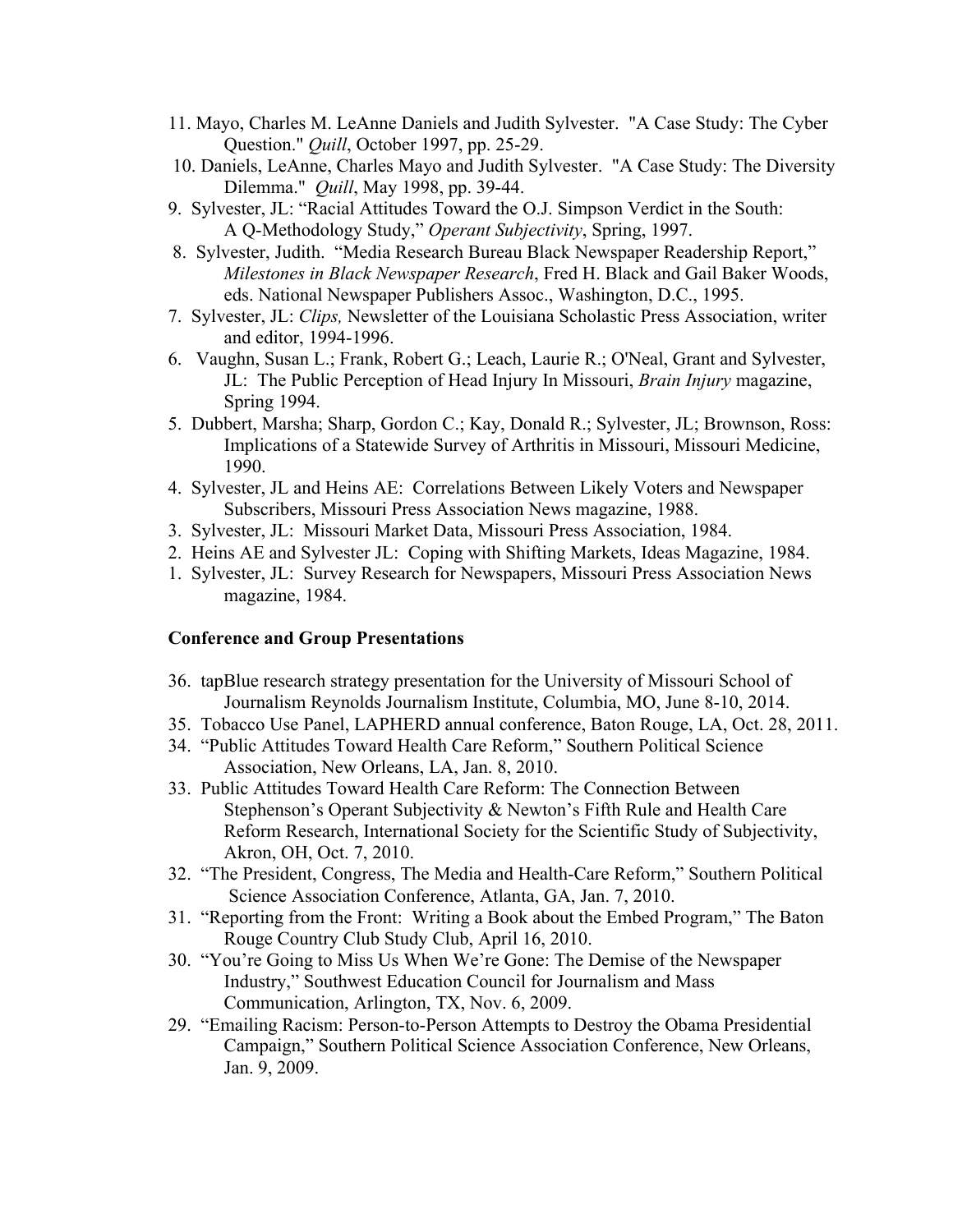11. Mayo, Charles M. LeAnne Daniels and Judith Sylvester. "A Case Study: The Cyber Question." *Quill*, October 1997, pp. 25-29.
10. Daniels, LeAnne, Charles Mayo and Judith Sylvester. "A Case Study: The Diversity Dilemma." *Quill*, May 1998, pp. 39-44.
9. Sylvester, JL: "Racial Attitudes Toward the O.J. Simpson Verdict in the South: A Q-Methodology Study," *Operant Subjectivity*, Spring, 1997.
8. Sylvester, Judith. "Media Research Bureau Black Newspaper Readership Report," *Milestones in Black Newspaper Research*, Fred H. Black and Gail Baker Woods, eds. National Newspaper Publishers Assoc., Washington, D.C., 1995.
7. Sylvester, JL: *Clips,* Newsletter of the Louisiana Scholastic Press Association, writer and editor, 1994-1996.
6. Vaughn, Susan L.; Frank, Robert G.; Leach, Laurie R.; O'Neal, Grant and Sylvester, JL: The Public Perception of Head Injury In Missouri, *Brain Injury* magazine, Spring 1994.
5. Dubbert, Marsha; Sharp, Gordon C.; Kay, Donald R.; Sylvester, JL; Brownson, Ross: Implications of a Statewide Survey of Arthritis in Missouri, Missouri Medicine, 1990.
4. Sylvester, JL and Heins AE: Correlations Between Likely Voters and Newspaper Subscribers, Missouri Press Association News magazine, 1988.
3. Sylvester, JL: Missouri Market Data, Missouri Press Association, 1984.
2. Heins AE and Sylvester JL: Coping with Shifting Markets, Ideas Magazine, 1984.
1. Sylvester, JL: Survey Research for Newspapers, Missouri Press Association News magazine, 1984.

**Conference and Group Presentations**

36. tapBlue research strategy presentation for the University of Missouri School of Journalism Reynolds Journalism Institute, Columbia, MO, June 8-10, 2014.
35. Tobacco Use Panel, LAPHERD annual conference, Baton Rouge, LA, Oct. 28, 2011.
34. "Public Attitudes Toward Health Care Reform," Southern Political Science Association, New Orleans, LA, Jan. 8, 2010.
33. Public Attitudes Toward Health Care Reform: The Connection Between Stephenson's Operant Subjectivity & Newton's Fifth Rule and Health Care Reform Research, International Society for the Scientific Study of Subjectivity, Akron, OH, Oct. 7, 2010.
32. "The President, Congress, The Media and Health-Care Reform," Southern Political Science Association Conference, Atlanta, GA, Jan. 7, 2010.
31. "Reporting from the Front: Writing a Book about the Embed Program," The Baton Rouge Country Club Study Club, April 16, 2010.
30. "You're Going to Miss Us When We're Gone: The Demise of the Newspaper Industry," Southwest Education Council for Journalism and Mass Communication, Arlington, TX, Nov. 6, 2009.
29. "Emailing Racism: Person-to-Person Attempts to Destroy the Obama Presidential Campaign," Southern Political Science Association Conference, New Orleans, Jan. 9, 2009.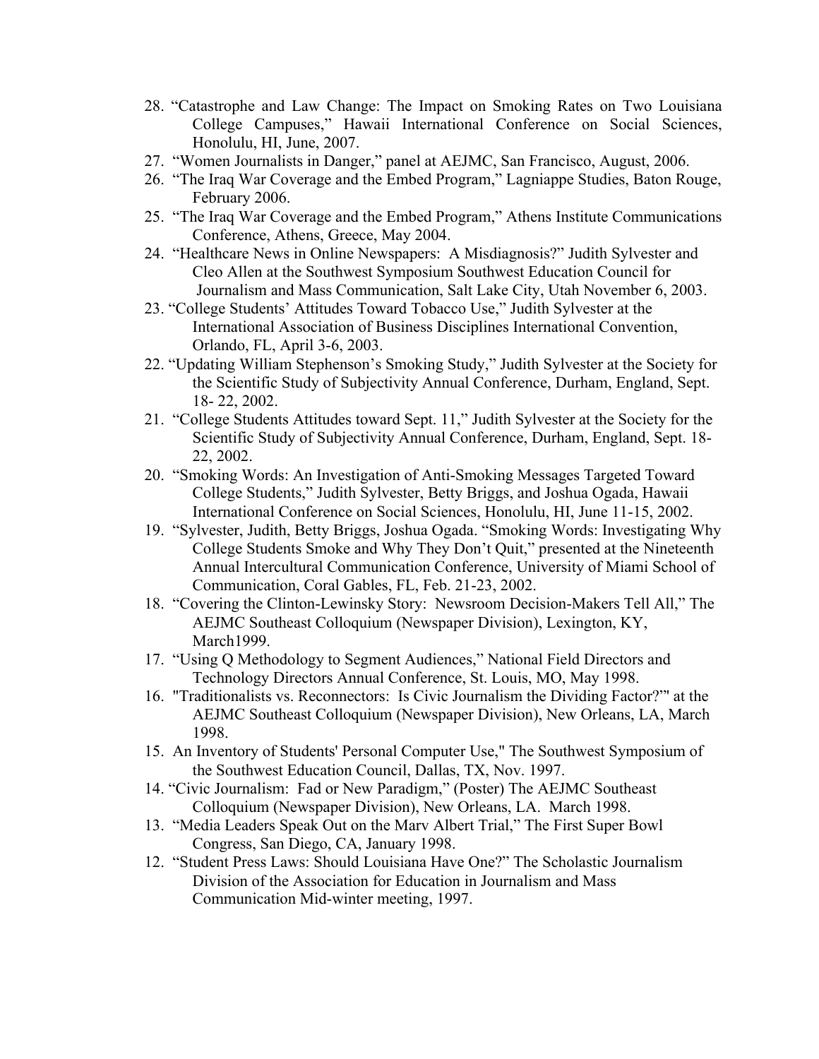28. "Catastrophe and Law Change: The Impact on Smoking Rates on Two Louisiana College Campuses," Hawaii International Conference on Social Sciences, Honolulu, HI, June, 2007.
27. "Women Journalists in Danger," panel at AEJMC, San Francisco, August, 2006.
26. "The Iraq War Coverage and the Embed Program," Lagniappe Studies, Baton Rouge, February 2006.
25. "The Iraq War Coverage and the Embed Program," Athens Institute Communications Conference, Athens, Greece, May 2004.
24. "Healthcare News in Online Newspapers: A Misdiagnosis?" Judith Sylvester and Cleo Allen at the Southwest Symposium Southwest Education Council for Journalism and Mass Communication, Salt Lake City, Utah November 6, 2003.
23. "College Students' Attitudes Toward Tobacco Use," Judith Sylvester at the International Association of Business Disciplines International Convention, Orlando, FL, April 3-6, 2003.
22. "Updating William Stephenson's Smoking Study," Judith Sylvester at the Society for the Scientific Study of Subjectivity Annual Conference, Durham, England, Sept. 18- 22, 2002.
21. "College Students Attitudes toward Sept. 11," Judith Sylvester at the Society for the Scientific Study of Subjectivity Annual Conference, Durham, England, Sept. 18-22, 2002.
20. "Smoking Words: An Investigation of Anti-Smoking Messages Targeted Toward College Students," Judith Sylvester, Betty Briggs, and Joshua Ogada, Hawaii International Conference on Social Sciences, Honolulu, HI, June 11-15, 2002.
19. "Sylvester, Judith, Betty Briggs, Joshua Ogada. "Smoking Words: Investigating Why College Students Smoke and Why They Don't Quit," presented at the Nineteenth Annual Intercultural Communication Conference, University of Miami School of Communication, Coral Gables, FL, Feb. 21-23, 2002.
18. "Covering the Clinton-Lewinsky Story: Newsroom Decision-Makers Tell All," The AEJMC Southeast Colloquium (Newspaper Division), Lexington, KY, March1999.
17. "Using Q Methodology to Segment Audiences," National Field Directors and Technology Directors Annual Conference, St. Louis, MO, May 1998.
16. "Traditionalists vs. Reconnectors: Is Civic Journalism the Dividing Factor?"" at the AEJMC Southeast Colloquium (Newspaper Division), New Orleans, LA, March 1998.
15. An Inventory of Students' Personal Computer Use," The Southwest Symposium of the Southwest Education Council, Dallas, TX, Nov. 1997.
14. "Civic Journalism: Fad or New Paradigm," (Poster) The AEJMC Southeast Colloquium (Newspaper Division), New Orleans, LA. March 1998.
13. "Media Leaders Speak Out on the Marv Albert Trial," The First Super Bowl Congress, San Diego, CA, January 1998.
12. "Student Press Laws: Should Louisiana Have One?" The Scholastic Journalism Division of the Association for Education in Journalism and Mass Communication Mid-winter meeting, 1997.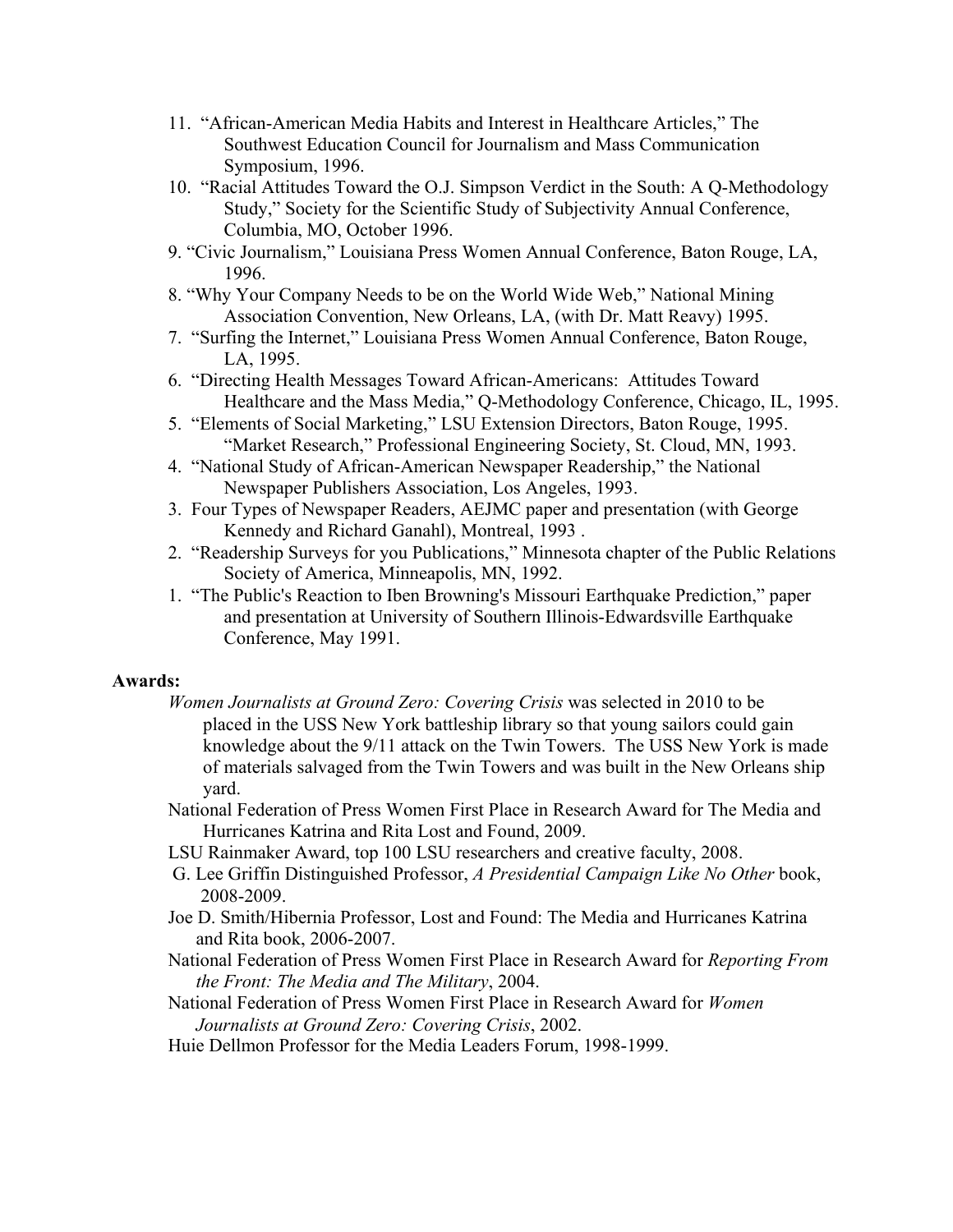11. "African-American Media Habits and Interest in Healthcare Articles," The Southwest Education Council for Journalism and Mass Communication Symposium, 1996.
10. "Racial Attitudes Toward the O.J. Simpson Verdict in the South: A Q-Methodology Study," Society for the Scientific Study of Subjectivity Annual Conference, Columbia, MO, October 1996.
9. "Civic Journalism," Louisiana Press Women Annual Conference, Baton Rouge, LA, 1996.
8. "Why Your Company Needs to be on the World Wide Web," National Mining Association Convention, New Orleans, LA, (with Dr. Matt Reavy) 1995.
7. "Surfing the Internet," Louisiana Press Women Annual Conference, Baton Rouge, LA, 1995.
6. "Directing Health Messages Toward African-Americans: Attitudes Toward Healthcare and the Mass Media," Q-Methodology Conference, Chicago, IL, 1995.
5. "Elements of Social Marketing," LSU Extension Directors, Baton Rouge, 1995. "Market Research," Professional Engineering Society, St. Cloud, MN, 1993.
4. "National Study of African-American Newspaper Readership," the National Newspaper Publishers Association, Los Angeles, 1993.
3. Four Types of Newspaper Readers, AEJMC paper and presentation (with George Kennedy and Richard Ganahl), Montreal, 1993 .
2. "Readership Surveys for you Publications," Minnesota chapter of the Public Relations Society of America, Minneapolis, MN, 1992.
1. "The Public's Reaction to Iben Browning's Missouri Earthquake Prediction," paper and presentation at University of Southern Illinois-Edwardsville Earthquake Conference, May 1991.

**Awards:**

*Women Journalists at Ground Zero: Covering Crisis* was selected in 2010 to be placed in the USS New York battleship library so that young sailors could gain knowledge about the 9/11 attack on the Twin Towers. The USS New York is made of materials salvaged from the Twin Towers and was built in the New Orleans ship yard.

National Federation of Press Women First Place in Research Award for The Media and Hurricanes Katrina and Rita Lost and Found, 2009.

LSU Rainmaker Award, top 100 LSU researchers and creative faculty, 2008.

G. Lee Griffin Distinguished Professor, *A Presidential Campaign Like No Other* book, 2008-2009.

Joe D. Smith/Hibernia Professor, Lost and Found: The Media and Hurricanes Katrina and Rita book, 2006-2007.

National Federation of Press Women First Place in Research Award for *Reporting From the Front: The Media and The Military*, 2004.

National Federation of Press Women First Place in Research Award for *Women Journalists at Ground Zero: Covering Crisis*, 2002.

Huie Dellmon Professor for the Media Leaders Forum, 1998-1999.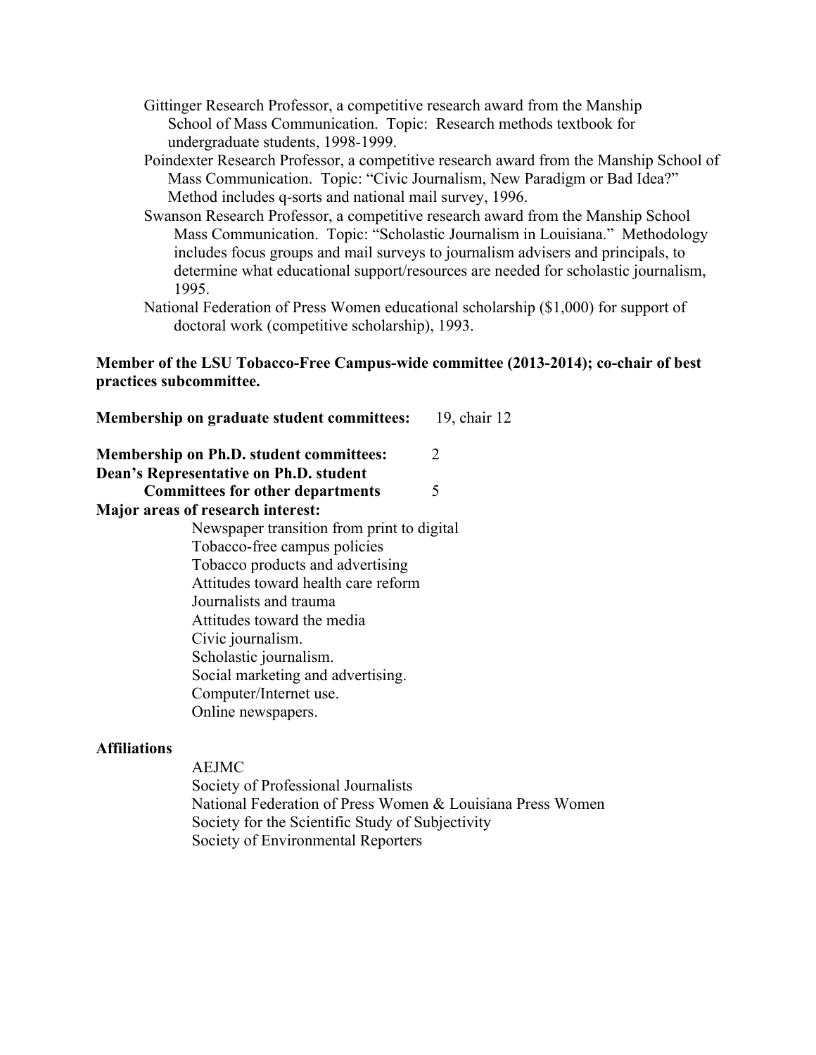Gittinger Research Professor, a competitive research award from the Manship School of Mass Communication. Topic: Research methods textbook for undergraduate students, 1998-1999.

Poindexter Research Professor, a competitive research award from the Manship School of Mass Communication. Topic: "Civic Journalism, New Paradigm or Bad Idea?" Method includes q-sorts and national mail survey, 1996.

Swanson Research Professor, a competitive research award from the Manship School Mass Communication. Topic: "Scholastic Journalism in Louisiana." Methodology includes focus groups and mail surveys to journalism advisers and principals, to determine what educational support/resources are needed for scholastic journalism, 1995.

National Federation of Press Women educational scholarship ($1,000) for support of doctoral work (competitive scholarship), 1993.

**Member of the LSU Tobacco-Free Campus-wide committee (2013-2014); co-chair of best practices subcommittee.**

**Membership on graduate student committees:** 19, chair 12

**Membership on Ph.D. student committees:** 2

**Dean's Representative on Ph.D. student Committees for other departments** 5

**Major areas of research interest:**

- Newspaper transition from print to digital
- Tobacco-free campus policies
- Tobacco products and advertising
- Attitudes toward health care reform
- Journalists and trauma
- Attitudes toward the media
- Civic journalism.
- Scholastic journalism.
- Social marketing and advertising.
- Computer/Internet use.
- Online newspapers.

**Affiliations**

- AEJMC
- Society of Professional Journalists
- National Federation of Press Women & Louisiana Press Women
- Society for the Scientific Study of Subjectivity
- Society of Environmental Reporters